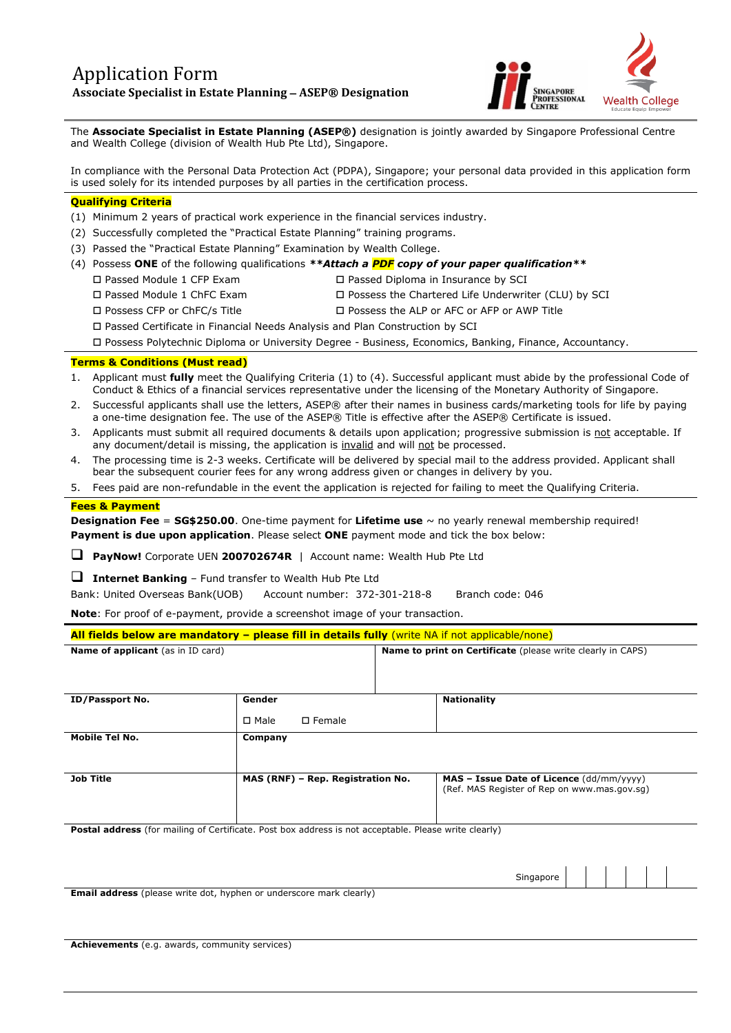# Application Form

**Associate Specialist in Estate Planning – ASEP® Designation**

The **Associate Specialist in Estate Planning (ASEP®)** designation is jointly awarded by Singapore Professional Centre and Wealth College (division of Wealth Hub Pte Ltd), Singapore.

In compliance with the Personal Data Protection Act (PDPA), Singapore; your personal data provided in this application form is used solely for its intended purposes by all parties in the certification process.

**Qualifying Criteria**

(1) Minimum 2 years of practical work experience in the financial services industry.
(2) Successfully completed the "Practical Estate Planning" training programs.
(3) Passed the "Practical Estate Planning" Examination by Wealth College.
(4) Possess **ONE** of the following qualifications ***\*Attach a PDF copy of your paper qualification\*\****

- ☐ Passed Module 1 CFP Exam
- ☐ Passed Module 1 ChFC Exam
- ☐ Possess CFP or ChFC/s Title
- ☐ Passed Diploma in Insurance by SCI
- ☐ Possess the Chartered Life Underwriter (CLU) by SCI
- ☐ Possess the ALP or AFC or AFP or AWP Title
- ☐ Passed Certificate in Financial Needs Analysis and Plan Construction by SCI
- ☐ Possess Polytechnic Diploma or University Degree - Business, Economics, Banking, Finance, Accountancy.

**Terms & Conditions (Must read)**

1. Applicant must **fully** meet the Qualifying Criteria (1) to (4). Successful applicant must abide by the professional Code of Conduct & Ethics of a financial services representative under the licensing of the Monetary Authority of Singapore.
2. Successful applicants shall use the letters, ASEP® after their names in business cards/marketing tools for life by paying a one-time designation fee. The use of the ASEP® Title is effective after the ASEP® Certificate is issued.
3. Applicants must submit all required documents & details upon application; progressive submission is not acceptable. If any document/detail is missing, the application is invalid and will not be processed.
4. The processing time is 2-3 weeks. Certificate will be delivered by special mail to the address provided. Applicant shall bear the subsequent courier fees for any wrong address given or changes in delivery by you.
5. Fees paid are non-refundable in the event the application is rejected for failing to meet the Qualifying Criteria.

**Fees & Payment**

**Designation Fee** = **SG$250.00**. One-time payment for **Lifetime use** ~ no yearly renewal membership required!
**Payment is due upon application**. Please select **ONE** payment mode and tick the box below:

☐ **PayNow!** Corporate UEN **200702674R** | Account name: Wealth Hub Pte Ltd

☐ **Internet Banking** – Fund transfer to Wealth Hub Pte Ltd
Bank: United Overseas Bank(UOB) Account number: 372-301-218-8 Branch code: 046

**Note**: For proof of e-payment, provide a screenshot image of your transaction.

**All fields below are mandatory – please fill in details fully** (write NA if not applicable/none)

| **Name of applicant** (as in ID card) | | **Name to print on Certificate** (please write clearly in CAPS) |
|---|---|---|
| **ID/Passport No.** | **Gender** ☐ Male ☐ Female | **Nationality** |
| **Mobile Tel No.** | **Company** | |
| **Job Title** | **MAS (RNF) – Rep. Registration No.** | **MAS – Issue Date of Licence** (dd/mm/yyyy) (Ref. MAS Register of Rep on www.mas.gov.sg) |

**Postal address** (for mailing of Certificate. Post box address is not acceptable. Please write clearly)

Singapore

**Email address** (please write dot, hyphen or underscore mark clearly)

**Achievements** (e.g. awards, community services)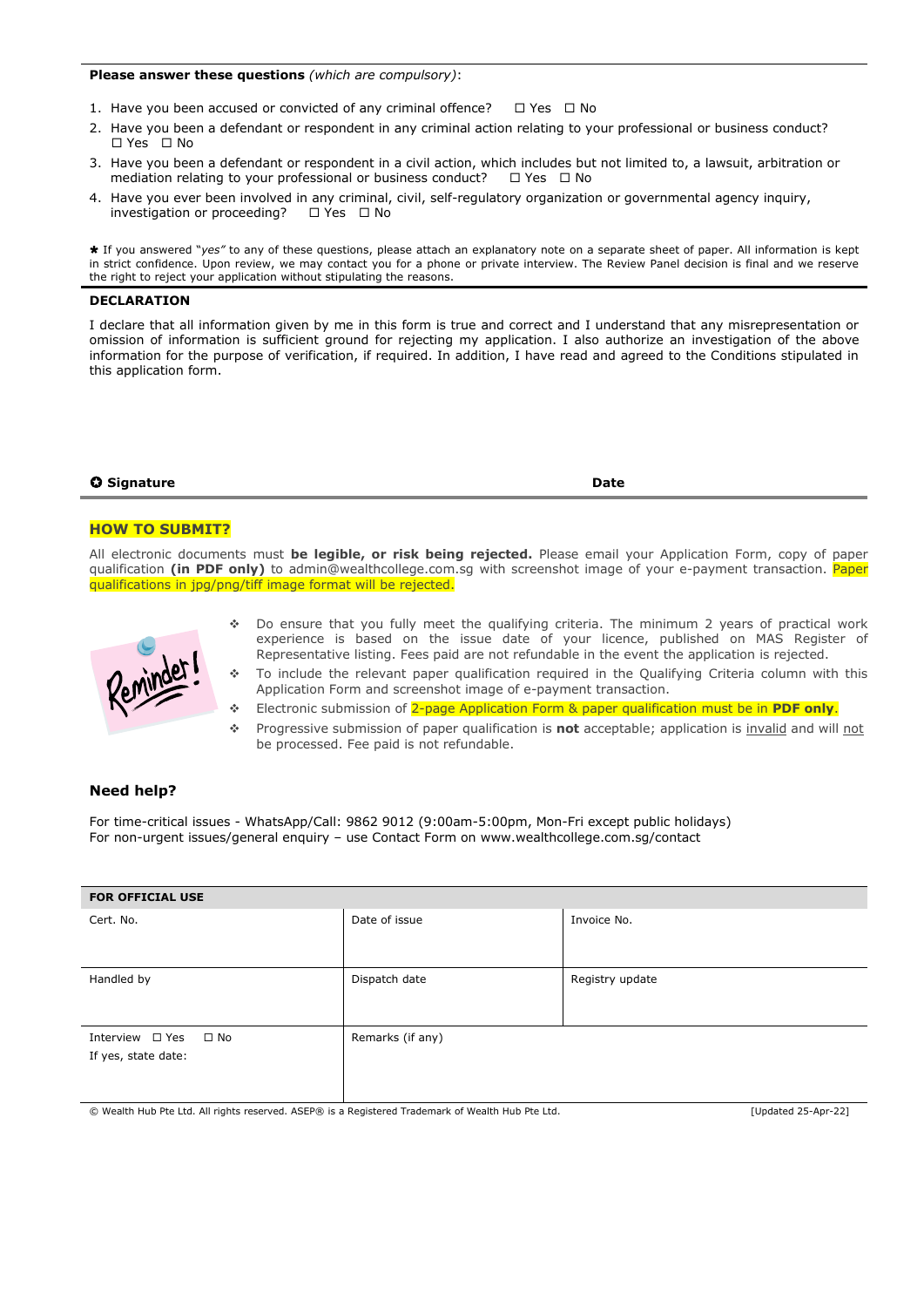**Please answer these questions** *(which are compulsory)*:

1. Have you been accused or convicted of any criminal offence? ☐ Yes ☐ No
2. Have you been a defendant or respondent in any criminal action relating to your professional or business conduct? ☐ Yes ☐ No
3. Have you been a defendant or respondent in a civil action, which includes but not limited to, a lawsuit, arbitration or mediation relating to your professional or business conduct? ☐ Yes ☐ No
4. Have you ever been involved in any criminal, civil, self-regulatory organization or governmental agency inquiry, investigation or proceeding? ☐ Yes ☐ No

✱ If you answered "*yes*" to any of these questions, please attach an explanatory note on a separate sheet of paper. All information is kept in strict confidence. Upon review, we may contact you for a phone or private interview. The Review Panel decision is final and we reserve the right to reject your application without stipulating the reasons.

**DECLARATION**

I declare that all information given by me in this form is true and correct and I understand that any misrepresentation or omission of information is sufficient ground for rejecting my application. I also authorize an investigation of the above information for the purpose of verification, if required. In addition, I have read and agreed to the Conditions stipulated in this application form.

**✪ Signature** **Date**

## HOW TO SUBMIT?

All electronic documents must **be legible, or risk being rejected.** Please email your Application Form, copy of paper qualification **(in PDF only)** to admin@wealthcollege.com.sg with screenshot image of your e-payment transaction. Paper qualifications in jpg/png/tiff image format will be rejected.

Reminder!

- Do ensure that you fully meet the qualifying criteria. The minimum 2 years of practical work experience is based on the issue date of your licence, published on MAS Register of Representative listing. Fees paid are not refundable in the event the application is rejected.
- To include the relevant paper qualification required in the Qualifying Criteria column with this Application Form and screenshot image of e-payment transaction.
- Electronic submission of 2-page Application Form & paper qualification must be in **PDF only**.
- Progressive submission of paper qualification is **not** acceptable; application is invalid and will not be processed. Fee paid is not refundable.

### Need help?

For time-critical issues - WhatsApp/Call: 9862 9012 (9:00am-5:00pm, Mon-Fri except public holidays)
For non-urgent issues/general enquiry – use Contact Form on www.wealthcollege.com.sg/contact

| FOR OFFICIAL USE | | |
|---|---|---|
| Cert. No. | Date of issue | Invoice No. |
| Handled by | Dispatch date | Registry update |
| Interview ☐ Yes ☐ No<br>If yes, state date: | Remarks (if any) | |

© Wealth Hub Pte Ltd. All rights reserved. ASEP® is a Registered Trademark of Wealth Hub Pte Ltd. [Updated 25-Apr-22]